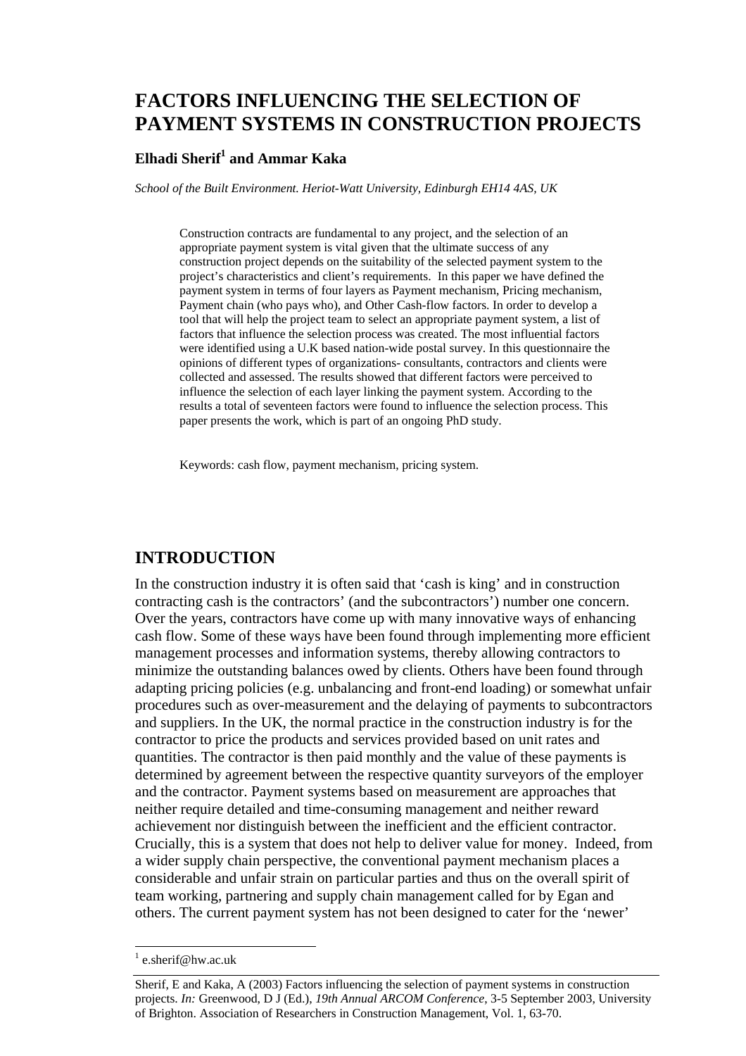# FACTORS INFLUENCING THE SELECTION OF PAYMENT SYSTEMS IN CONSTRUCTION PROJECTS

**Elhadi Sherif[1] and Ammar Kaka**

*School of the Built Environment. Heriot-Watt University, Edinburgh EH14 4AS, UK*

Construction contracts are fundamental to any project, and the selection of an appropriate payment system is vital given that the ultimate success of any construction project depends on the suitability of the selected payment system to the project's characteristics and client's requirements. In this paper we have defined the payment system in terms of four layers as Payment mechanism, Pricing mechanism, Payment chain (who pays who), and Other Cash-flow factors. In order to develop a tool that will help the project team to select an appropriate payment system, a list of factors that influence the selection process was created. The most influential factors were identified using a U.K based nation-wide postal survey. In this questionnaire the opinions of different types of organizations- consultants, contractors and clients were collected and assessed. The results showed that different factors were perceived to influence the selection of each layer linking the payment system. According to the results a total of seventeen factors were found to influence the selection process. This paper presents the work, which is part of an ongoing PhD study.

Keywords: cash flow, payment mechanism, pricing system.

## INTRODUCTION

In the construction industry it is often said that 'cash is king' and in construction contracting cash is the contractors' (and the subcontractors') number one concern. Over the years, contractors have come up with many innovative ways of enhancing cash flow. Some of these ways have been found through implementing more efficient management processes and information systems, thereby allowing contractors to minimize the outstanding balances owed by clients. Others have been found through adapting pricing policies (e.g. unbalancing and front-end loading) or somewhat unfair procedures such as over-measurement and the delaying of payments to subcontractors and suppliers. In the UK, the normal practice in the construction industry is for the contractor to price the products and services provided based on unit rates and quantities. The contractor is then paid monthly and the value of these payments is determined by agreement between the respective quantity surveyors of the employer and the contractor. Payment systems based on measurement are approaches that neither require detailed and time-consuming management and neither reward achievement nor distinguish between the inefficient and the efficient contractor. Crucially, this is a system that does not help to deliver value for money. Indeed, from a wider supply chain perspective, the conventional payment mechanism places a considerable and unfair strain on particular parties and thus on the overall spirit of team working, partnering and supply chain management called for by Egan and others. The current payment system has not been designed to cater for the 'newer'

[1] e.sherif@hw.ac.uk

Sherif, E and Kaka, A (2003) Factors influencing the selection of payment systems in construction projects. *In:* Greenwood, D J (Ed.), *19th Annual ARCOM Conference*, 3-5 September 2003, University of Brighton. Association of Researchers in Construction Management, Vol. 1, 63-70.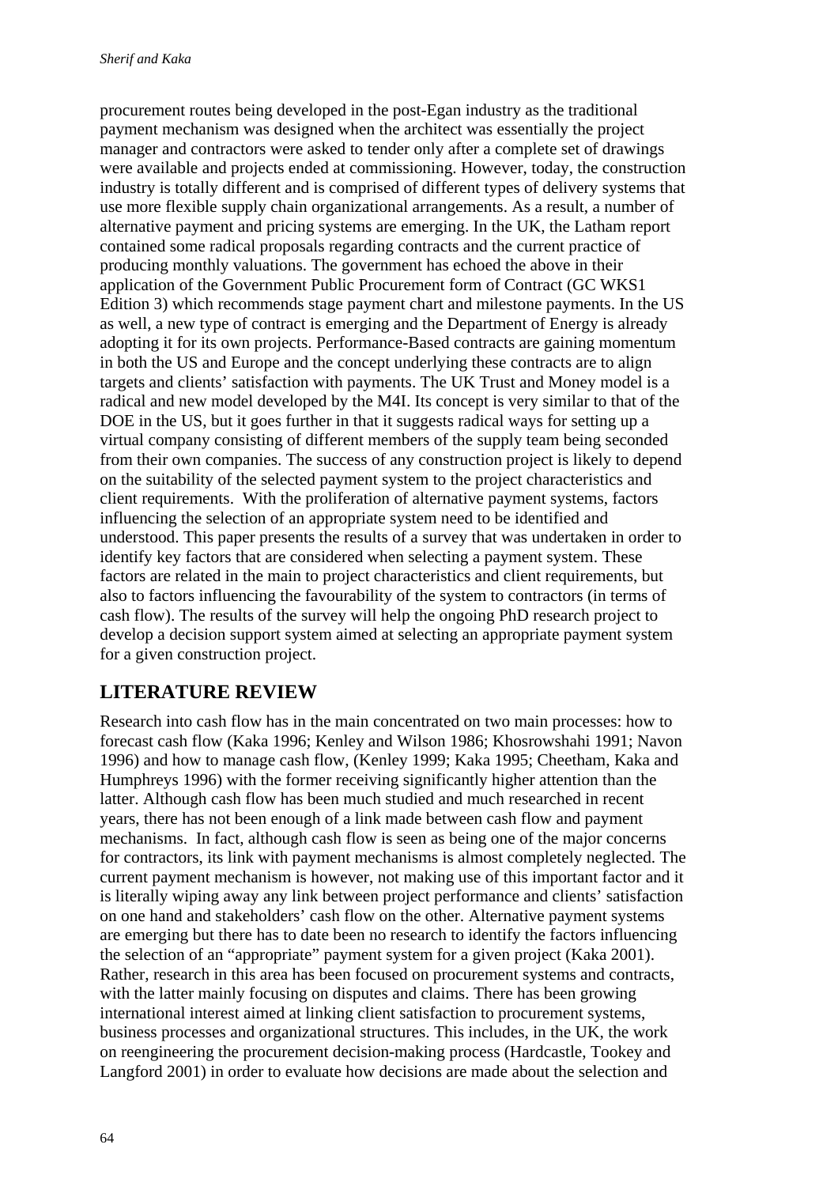procurement routes being developed in the post-Egan industry as the traditional payment mechanism was designed when the architect was essentially the project manager and contractors were asked to tender only after a complete set of drawings were available and projects ended at commissioning. However, today, the construction industry is totally different and is comprised of different types of delivery systems that use more flexible supply chain organizational arrangements. As a result, a number of alternative payment and pricing systems are emerging. In the UK, the Latham report contained some radical proposals regarding contracts and the current practice of producing monthly valuations. The government has echoed the above in their application of the Government Public Procurement form of Contract (GC WKS1 Edition 3) which recommends stage payment chart and milestone payments. In the US as well, a new type of contract is emerging and the Department of Energy is already adopting it for its own projects. Performance-Based contracts are gaining momentum in both the US and Europe and the concept underlying these contracts are to align targets and clients' satisfaction with payments. The UK Trust and Money model is a radical and new model developed by the M4I. Its concept is very similar to that of the DOE in the US, but it goes further in that it suggests radical ways for setting up a virtual company consisting of different members of the supply team being seconded from their own companies. The success of any construction project is likely to depend on the suitability of the selected payment system to the project characteristics and client requirements. With the proliferation of alternative payment systems, factors influencing the selection of an appropriate system need to be identified and understood. This paper presents the results of a survey that was undertaken in order to identify key factors that are considered when selecting a payment system. These factors are related in the main to project characteristics and client requirements, but also to factors influencing the favourability of the system to contractors (in terms of cash flow). The results of the survey will help the ongoing PhD research project to develop a decision support system aimed at selecting an appropriate payment system for a given construction project.

## LITERATURE REVIEW

Research into cash flow has in the main concentrated on two main processes: how to forecast cash flow (Kaka 1996; Kenley and Wilson 1986; Khosrowshahi 1991; Navon 1996) and how to manage cash flow, (Kenley 1999; Kaka 1995; Cheetham, Kaka and Humphreys 1996) with the former receiving significantly higher attention than the latter. Although cash flow has been much studied and much researched in recent years, there has not been enough of a link made between cash flow and payment mechanisms. In fact, although cash flow is seen as being one of the major concerns for contractors, its link with payment mechanisms is almost completely neglected. The current payment mechanism is however, not making use of this important factor and it is literally wiping away any link between project performance and clients' satisfaction on one hand and stakeholders' cash flow on the other. Alternative payment systems are emerging but there has to date been no research to identify the factors influencing the selection of an "appropriate" payment system for a given project (Kaka 2001). Rather, research in this area has been focused on procurement systems and contracts, with the latter mainly focusing on disputes and claims. There has been growing international interest aimed at linking client satisfaction to procurement systems, business processes and organizational structures. This includes, in the UK, the work on reengineering the procurement decision-making process (Hardcastle, Tookey and Langford 2001) in order to evaluate how decisions are made about the selection and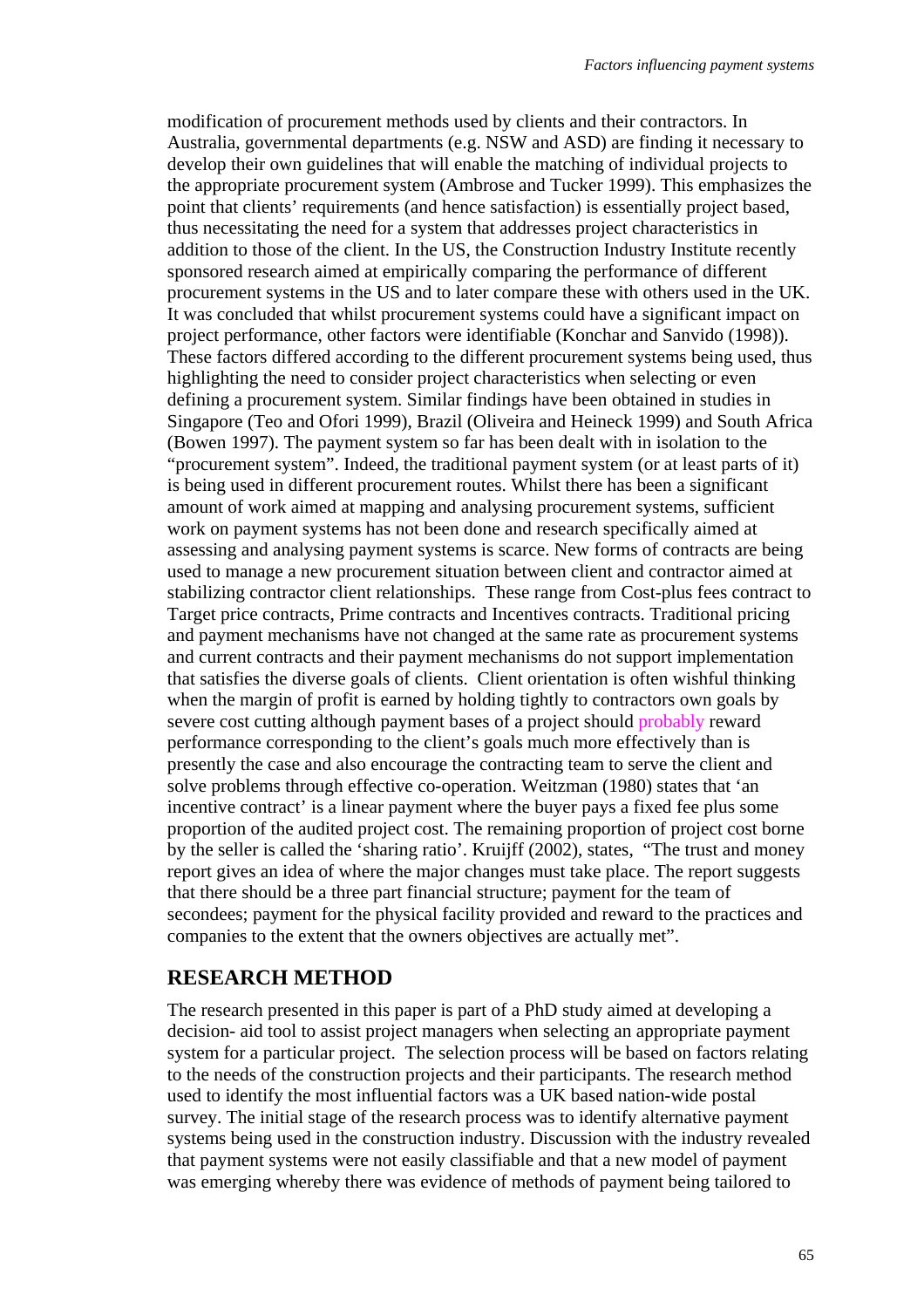modification of procurement methods used by clients and their contractors. In Australia, governmental departments (e.g. NSW and ASD) are finding it necessary to develop their own guidelines that will enable the matching of individual projects to the appropriate procurement system (Ambrose and Tucker 1999). This emphasizes the point that clients' requirements (and hence satisfaction) is essentially project based, thus necessitating the need for a system that addresses project characteristics in addition to those of the client. In the US, the Construction Industry Institute recently sponsored research aimed at empirically comparing the performance of different procurement systems in the US and to later compare these with others used in the UK. It was concluded that whilst procurement systems could have a significant impact on project performance, other factors were identifiable (Konchar and Sanvido (1998)). These factors differed according to the different procurement systems being used, thus highlighting the need to consider project characteristics when selecting or even defining a procurement system. Similar findings have been obtained in studies in Singapore (Teo and Ofori 1999), Brazil (Oliveira and Heineck 1999) and South Africa (Bowen 1997). The payment system so far has been dealt with in isolation to the "procurement system". Indeed, the traditional payment system (or at least parts of it) is being used in different procurement routes. Whilst there has been a significant amount of work aimed at mapping and analysing procurement systems, sufficient work on payment systems has not been done and research specifically aimed at assessing and analysing payment systems is scarce. New forms of contracts are being used to manage a new procurement situation between client and contractor aimed at stabilizing contractor client relationships. These range from Cost-plus fees contract to Target price contracts, Prime contracts and Incentives contracts. Traditional pricing and payment mechanisms have not changed at the same rate as procurement systems and current contracts and their payment mechanisms do not support implementation that satisfies the diverse goals of clients. Client orientation is often wishful thinking when the margin of profit is earned by holding tightly to contractors own goals by severe cost cutting although payment bases of a project should probably reward performance corresponding to the client's goals much more effectively than is presently the case and also encourage the contracting team to serve the client and solve problems through effective co-operation. Weitzman (1980) states that 'an incentive contract' is a linear payment where the buyer pays a fixed fee plus some proportion of the audited project cost. The remaining proportion of project cost borne by the seller is called the 'sharing ratio'. Kruijff (2002), states, "The trust and money report gives an idea of where the major changes must take place. The report suggests that there should be a three part financial structure; payment for the team of secondees; payment for the physical facility provided and reward to the practices and companies to the extent that the owners objectives are actually met".

## RESEARCH METHOD

The research presented in this paper is part of a PhD study aimed at developing a decision- aid tool to assist project managers when selecting an appropriate payment system for a particular project. The selection process will be based on factors relating to the needs of the construction projects and their participants. The research method used to identify the most influential factors was a UK based nation-wide postal survey. The initial stage of the research process was to identify alternative payment systems being used in the construction industry. Discussion with the industry revealed that payment systems were not easily classifiable and that a new model of payment was emerging whereby there was evidence of methods of payment being tailored to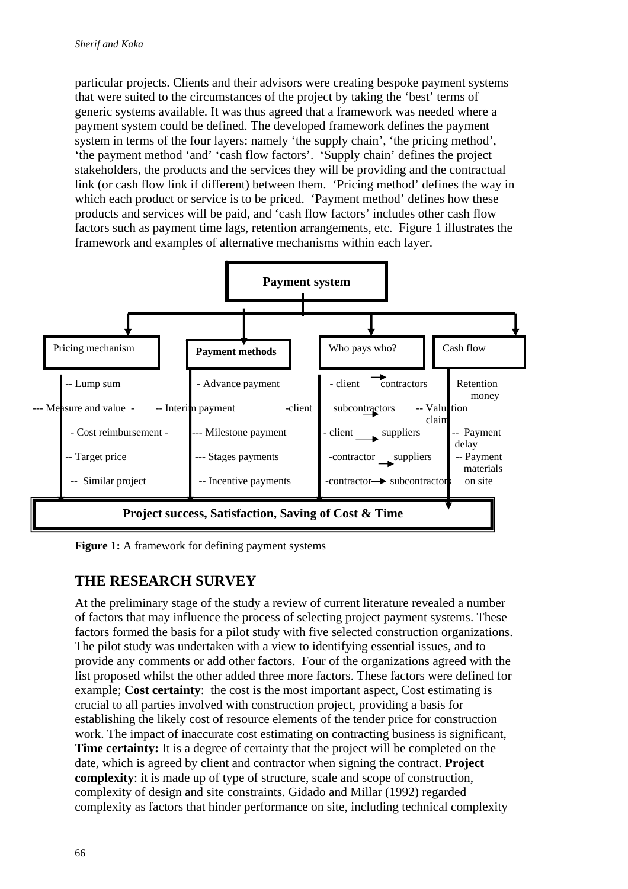particular projects. Clients and their advisors were creating bespoke payment systems that were suited to the circumstances of the project by taking the 'best' terms of generic systems available. It was thus agreed that a framework was needed where a payment system could be defined. The developed framework defines the payment system in terms of the four layers: namely 'the supply chain', 'the pricing method', 'the payment method 'and' 'cash flow factors'. 'Supply chain' defines the project stakeholders, the products and the services they will be providing and the contractual link (or cash flow link if different) between them. 'Pricing method' defines the way in which each product or service is to be priced. 'Payment method' defines how these products and services will be paid, and 'cash flow factors' includes other cash flow factors such as payment time lags, retention arrangements, etc. Figure 1 illustrates the framework and examples of alternative mechanisms within each layer.

**Payment system**

| Pricing mechanism | **Payment methods** | Who pays who? | Cash flow |
|---|---|---|---|
| -- Lump sum | - Advance payment | - client → contractors | Retention money |
| --- Measure and value - | -- Interim payment | -client → subcontractors | -- Valuation claim |
| - Cost reimbursement - | --- Milestone payment | - client → suppliers | -- Payment delay |
| -- Target price | --- Stages payments | -contractor → suppliers | -- Payment materials on site |
| -- Similar project | -- Incentive payments | -contractor → subcontractors | |

**Project success, Satisfaction, Saving of Cost & Time**

**Figure 1:** A framework for defining payment systems

## THE RESEARCH SURVEY

At the preliminary stage of the study a review of current literature revealed a number of factors that may influence the process of selecting project payment systems. These factors formed the basis for a pilot study with five selected construction organizations. The pilot study was undertaken with a view to identifying essential issues, and to provide any comments or add other factors. Four of the organizations agreed with the list proposed whilst the other added three more factors. These factors were defined for example; **Cost certainty**: the cost is the most important aspect, Cost estimating is crucial to all parties involved with construction project, providing a basis for establishing the likely cost of resource elements of the tender price for construction work. The impact of inaccurate cost estimating on contracting business is significant, **Time certainty:** It is a degree of certainty that the project will be completed on the date, which is agreed by client and contractor when signing the contract. **Project complexity**: it is made up of type of structure, scale and scope of construction, complexity of design and site constraints. Gidado and Millar (1992) regarded complexity as factors that hinder performance on site, including technical complexity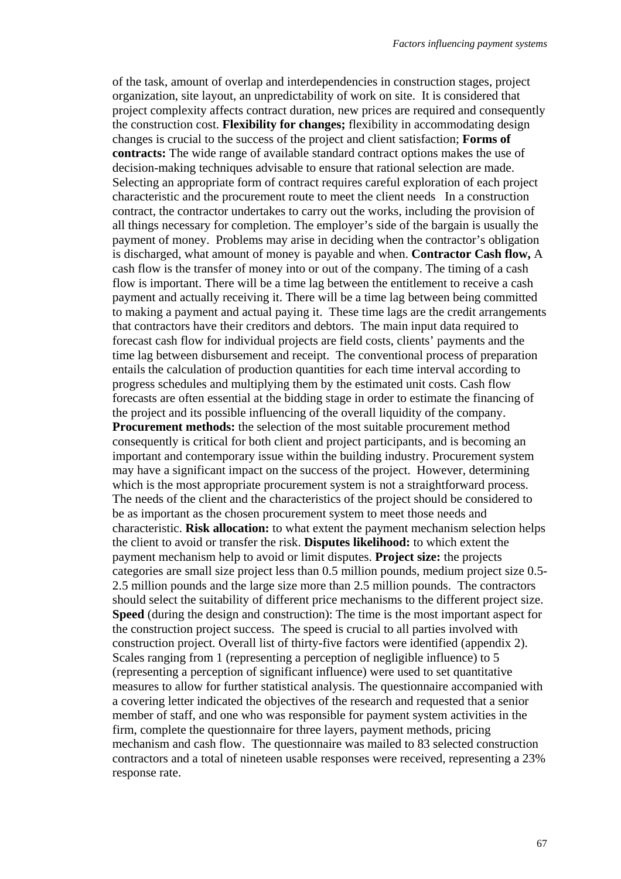of the task, amount of overlap and interdependencies in construction stages, project organization, site layout, an unpredictability of work on site. It is considered that project complexity affects contract duration, new prices are required and consequently the construction cost. **Flexibility for changes;** flexibility in accommodating design changes is crucial to the success of the project and client satisfaction; **Forms of contracts:** The wide range of available standard contract options makes the use of decision-making techniques advisable to ensure that rational selection are made. Selecting an appropriate form of contract requires careful exploration of each project characteristic and the procurement route to meet the client needs In a construction contract, the contractor undertakes to carry out the works, including the provision of all things necessary for completion. The employer's side of the bargain is usually the payment of money. Problems may arise in deciding when the contractor's obligation is discharged, what amount of money is payable and when. **Contractor Cash flow,** A cash flow is the transfer of money into or out of the company. The timing of a cash flow is important. There will be a time lag between the entitlement to receive a cash payment and actually receiving it. There will be a time lag between being committed to making a payment and actual paying it. These time lags are the credit arrangements that contractors have their creditors and debtors. The main input data required to forecast cash flow for individual projects are field costs, clients' payments and the time lag between disbursement and receipt. The conventional process of preparation entails the calculation of production quantities for each time interval according to progress schedules and multiplying them by the estimated unit costs. Cash flow forecasts are often essential at the bidding stage in order to estimate the financing of the project and its possible influencing of the overall liquidity of the company. **Procurement methods:** the selection of the most suitable procurement method consequently is critical for both client and project participants, and is becoming an important and contemporary issue within the building industry. Procurement system may have a significant impact on the success of the project. However, determining which is the most appropriate procurement system is not a straightforward process. The needs of the client and the characteristics of the project should be considered to be as important as the chosen procurement system to meet those needs and characteristic. **Risk allocation:** to what extent the payment mechanism selection helps the client to avoid or transfer the risk. **Disputes likelihood:** to which extent the payment mechanism help to avoid or limit disputes. **Project size:** the projects categories are small size project less than 0.5 million pounds, medium project size 0.5-2.5 million pounds and the large size more than 2.5 million pounds. The contractors should select the suitability of different price mechanisms to the different project size. **Speed** (during the design and construction): The time is the most important aspect for the construction project success. The speed is crucial to all parties involved with construction project. Overall list of thirty-five factors were identified (appendix 2). Scales ranging from 1 (representing a perception of negligible influence) to 5 (representing a perception of significant influence) were used to set quantitative measures to allow for further statistical analysis. The questionnaire accompanied with a covering letter indicated the objectives of the research and requested that a senior member of staff, and one who was responsible for payment system activities in the firm, complete the questionnaire for three layers, payment methods, pricing mechanism and cash flow. The questionnaire was mailed to 83 selected construction contractors and a total of nineteen usable responses were received, representing a 23% response rate.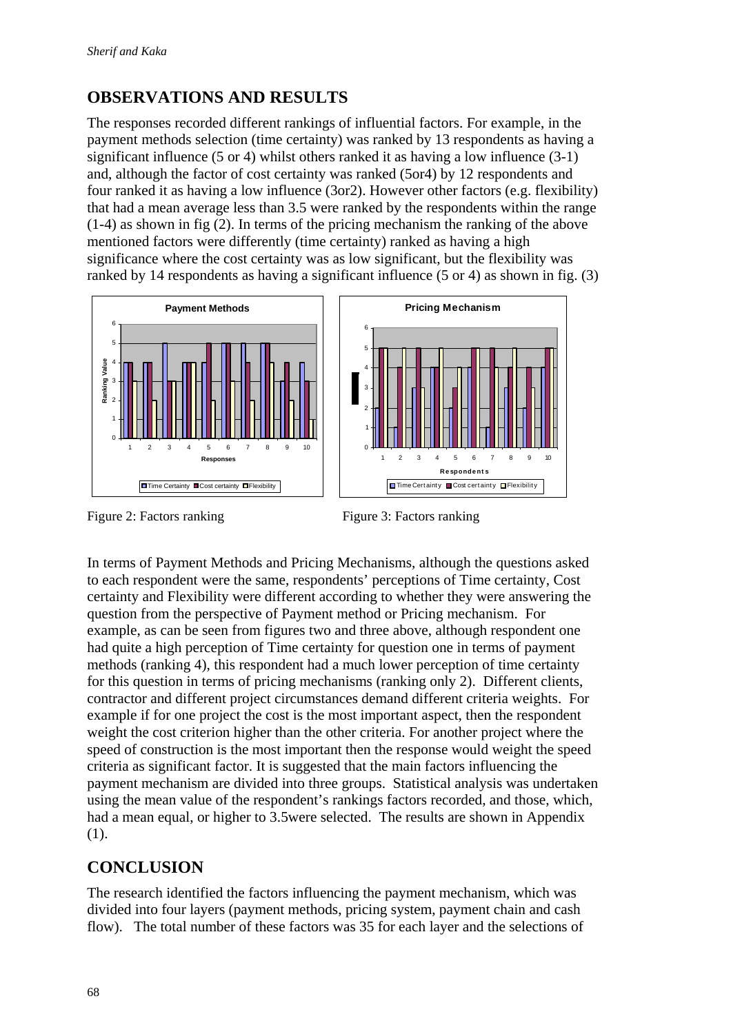## OBSERVATIONS AND RESULTS

The responses recorded different rankings of influential factors. For example, in the payment methods selection (time certainty) was ranked by 13 respondents as having a significant influence (5 or 4) whilst others ranked it as having a low influence (3-1) and, although the factor of cost certainty was ranked (5or4) by 12 respondents and four ranked it as having a low influence (3or2). However other factors (e.g. flexibility) that had a mean average less than 3.5 were ranked by the respondents within the range (1-4) as shown in fig (2). In terms of the pricing mechanism the ranking of the above mentioned factors were differently (time certainty) ranked as having a high significance where the cost certainty was as low significant, but the flexibility was ranked by 14 respondents as having a significant influence (5 or 4) as shown in fig. (3)

Figure 2: Factors ranking

Figure 3: Factors ranking

In terms of Payment Methods and Pricing Mechanisms, although the questions asked to each respondent were the same, respondents' perceptions of Time certainty, Cost certainty and Flexibility were different according to whether they were answering the question from the perspective of Payment method or Pricing mechanism. For example, as can be seen from figures two and three above, although respondent one had quite a high perception of Time certainty for question one in terms of payment methods (ranking 4), this respondent had a much lower perception of time certainty for this question in terms of pricing mechanisms (ranking only 2). Different clients, contractor and different project circumstances demand different criteria weights. For example if for one project the cost is the most important aspect, then the respondent weight the cost criterion higher than the other criteria. For another project where the speed of construction is the most important then the response would weight the speed criteria as significant factor. It is suggested that the main factors influencing the payment mechanism are divided into three groups. Statistical analysis was undertaken using the mean value of the respondent's rankings factors recorded, and those, which, had a mean equal, or higher to 3.5were selected. The results are shown in Appendix (1).

## CONCLUSION

The research identified the factors influencing the payment mechanism, which was divided into four layers (payment methods, pricing system, payment chain and cash flow). The total number of these factors was 35 for each layer and the selections of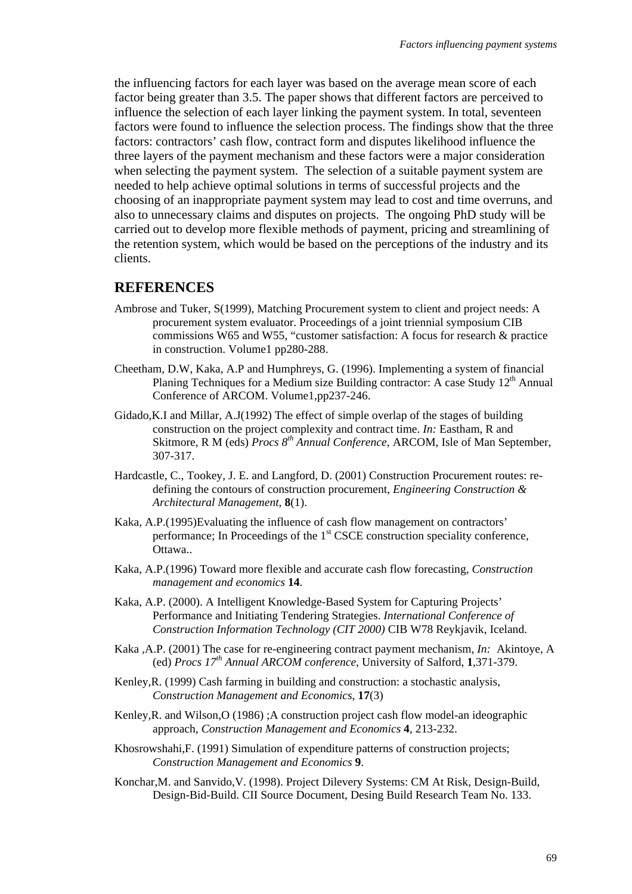the influencing factors for each layer was based on the average mean score of each factor being greater than 3.5. The paper shows that different factors are perceived to influence the selection of each layer linking the payment system. In total, seventeen factors were found to influence the selection process. The findings show that the three factors: contractors' cash flow, contract form and disputes likelihood influence the three layers of the payment mechanism and these factors were a major consideration when selecting the payment system. The selection of a suitable payment system are needed to help achieve optimal solutions in terms of successful projects and the choosing of an inappropriate payment system may lead to cost and time overruns, and also to unnecessary claims and disputes on projects. The ongoing PhD study will be carried out to develop more flexible methods of payment, pricing and streamlining of the retention system, which would be based on the perceptions of the industry and its clients.

## REFERENCES

Ambrose and Tuker, S(1999), Matching Procurement system to client and project needs: A procurement system evaluator. Proceedings of a joint triennial symposium CIB commissions W65 and W55, "customer satisfaction: A focus for research & practice in construction. Volume1 pp280-288.

Cheetham, D.W, Kaka, A.P and Humphreys, G. (1996). Implementing a system of financial Planing Techniques for a Medium size Building contractor: A case Study 12th Annual Conference of ARCOM. Volume1,pp237-246.

Gidado,K.I and Millar, A.J(1992) The effect of simple overlap of the stages of building construction on the project complexity and contract time. *In:* Eastham, R and Skitmore, R M (eds) *Procs 8th Annual Conference*, ARCOM, Isle of Man September, 307-317.

Hardcastle, C., Tookey, J. E. and Langford, D. (2001) Construction Procurement routes: re-defining the contours of construction procurement, *Engineering Construction & Architectural Management*, **8**(1).

Kaka, A.P.(1995)Evaluating the influence of cash flow management on contractors' performance; In Proceedings of the 1st CSCE construction speciality conference, Ottawa..

Kaka, A.P.(1996) Toward more flexible and accurate cash flow forecasting, *Construction management and economics* **14**.

Kaka, A.P. (2000). A Intelligent Knowledge-Based System for Capturing Projects' Performance and Initiating Tendering Strategies. *International Conference of Construction Information Technology (CIT 2000)* CIB W78 Reykjavik, Iceland.

Kaka ,A.P. (2001) The case for re-engineering contract payment mechanism, *In:* Akintoye, A (ed) *Procs 17th Annual ARCOM conference*, University of Salford, **1**,371-379.

Kenley,R. (1999) Cash farming in building and construction: a stochastic analysis, *Construction Management and Economics*, **17**(3)

Kenley,R. and Wilson,O (1986) ;A construction project cash flow model-an ideographic approach, *Construction Management and Economics* **4**, 213-232.

Khosrowshahi,F. (1991) Simulation of expenditure patterns of construction projects; *Construction Management and Economics* **9**.

Konchar,M. and Sanvido,V. (1998). Project Dilevery Systems: CM At Risk, Design-Build, Design-Bid-Build. CII Source Document, Desing Build Research Team No. 133.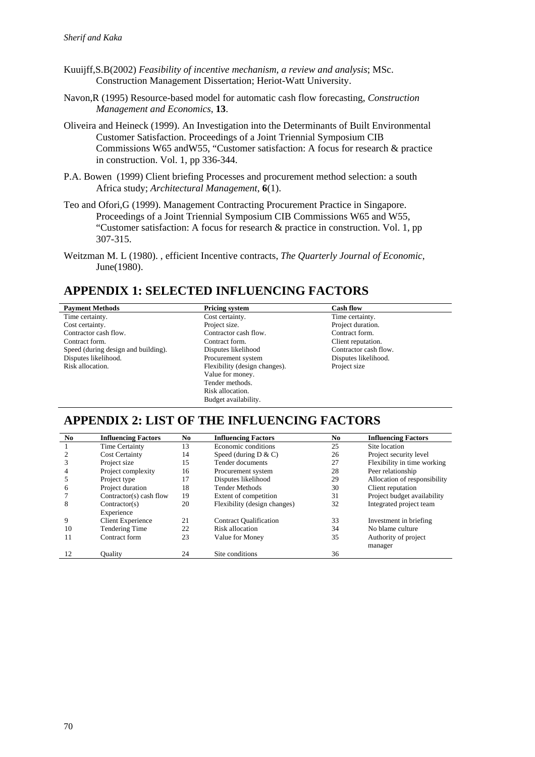Kuuijff,S.B(2002) *Feasibility of incentive mechanism, a review and analysis*; MSc. Construction Management Dissertation; Heriot-Watt University.

Navon,R (1995) Resource-based model for automatic cash flow forecasting, *Construction Management and Economics*, **13**.

Oliveira and Heineck (1999). An Investigation into the Determinants of Built Environmental Customer Satisfaction. Proceedings of a Joint Triennial Symposium CIB Commissions W65 andW55, "Customer satisfaction: A focus for research & practice in construction. Vol. 1, pp 336-344.

P.A. Bowen (1999) Client briefing Processes and procurement method selection: a south Africa study; *Architectural Management*, **6**(1).

Teo and Ofori,G (1999). Management Contracting Procurement Practice in Singapore. Proceedings of a Joint Triennial Symposium CIB Commissions W65 and W55, "Customer satisfaction: A focus for research & practice in construction. Vol. 1, pp 307-315.

Weitzman M. L (1980). , efficient Incentive contracts, *The Quarterly Journal of Economic*, June(1980).

## APPENDIX 1: SELECTED INFLUENCING FACTORS

| Payment Methods | Pricing system | Cash flow |
|---|---|---|
| Time certainty. | Cost certainty. | Time certainty. |
| Cost certainty. | Project size. | Project duration. |
| Contractor cash flow. | Contractor cash flow. | Contract form. |
| Contract form. | Contract form. | Client reputation. |
| Speed (during design and building). | Disputes likelihood | Contractor cash flow. |
| Disputes likelihood. | Procurement system | Disputes likelihood. |
| Risk allocation. | Flexibility (design changes). | Project size |
| | Value for money. | |
| | Tender methods. | |
| | Risk allocation. | |
| | Budget availability. | |

## APPENDIX 2: LIST OF THE INFLUENCING FACTORS

| No | Influencing Factors | No | Influencing Factors | No | Influencing Factors |
|---|---|---|---|---|---|
| 1 | Time Certainty | 13 | Economic conditions | 25 | Site location |
| 2 | Cost Certainty | 14 | Speed (during D & C) | 26 | Project security level |
| 3 | Project size | 15 | Tender documents | 27 | Flexibility in time working |
| 4 | Project complexity | 16 | Procurement system | 28 | Peer relationship |
| 5 | Project type | 17 | Disputes likelihood | 29 | Allocation of responsibility |
| 6 | Project duration | 18 | Tender Methods | 30 | Client reputation |
| 7 | Contractor(s) cash flow | 19 | Extent of competition | 31 | Project budget availability |
| 8 | Contractor(s) Experience | 20 | Flexibility (design changes) | 32 | Integrated project team |
| 9 | Client Experience | 21 | Contract Qualification | 33 | Investment in briefing |
| 10 | Tendering Time | 22 | Risk allocation | 34 | No blame culture |
| 11 | Contract form | 23 | Value for Money | 35 | Authority of project manager |
| 12 | Quality | 24 | Site conditions | 36 | |